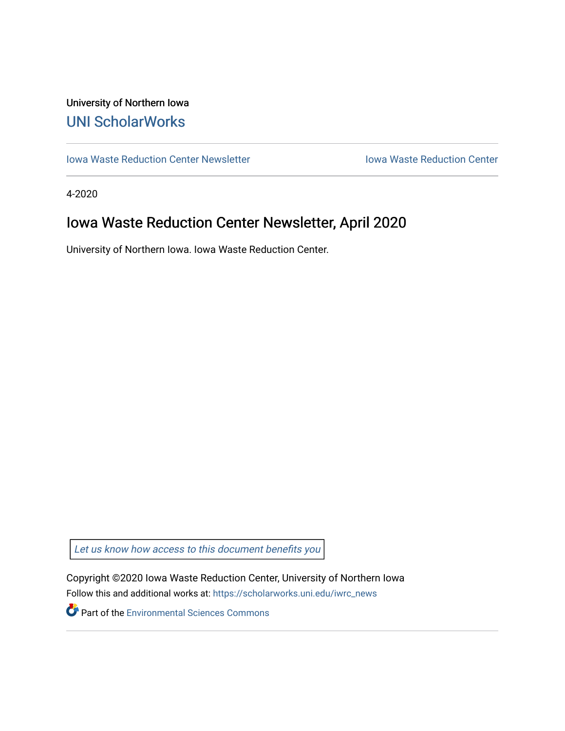University of Northern Iowa

UNI ScholarWorks

Iowa Waste Reduction Center Newsletter | Iowa Waste Reduction Center

4-2020

# Iowa Waste Reduction Center Newsletter, April 2020

University of Northern Iowa. Iowa Waste Reduction Center.

*Let us know how access to this document benefits you*

Copyright ©2020 Iowa Waste Reduction Center, University of Northern Iowa

Follow this and additional works at: https://scholarworks.uni.edu/iwrc_news

Part of the Environmental Sciences Commons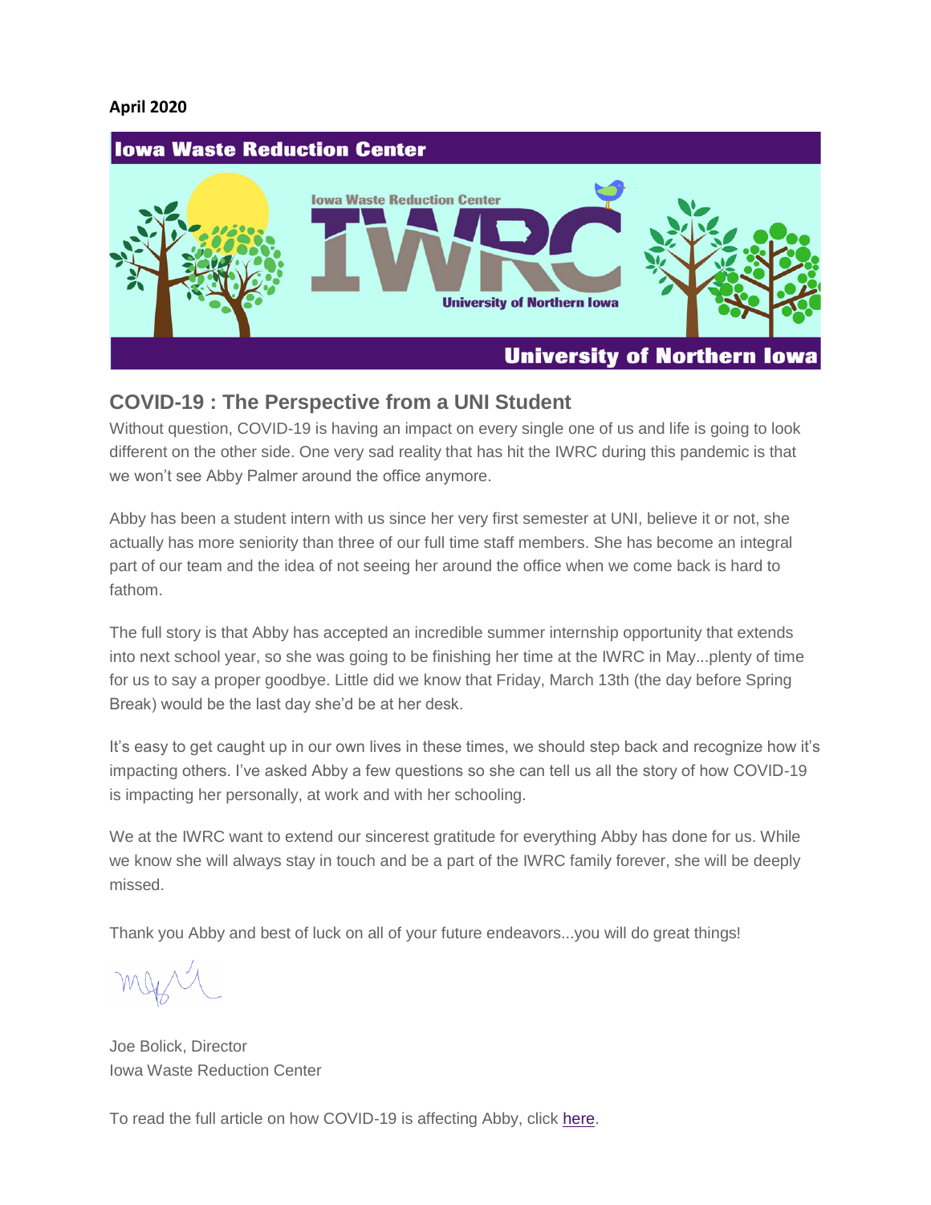**April 2020**

# Iowa Waste Reduction Center

Iowa Waste Reduction Center

IWRC

University of Northern Iowa

University of Northern Iowa

## COVID-19 : The Perspective from a UNI Student

Without question, COVID-19 is having an impact on every single one of us and life is going to look different on the other side. One very sad reality that has hit the IWRC during this pandemic is that we won't see Abby Palmer around the office anymore.

Abby has been a student intern with us since her very first semester at UNI, believe it or not, she actually has more seniority than three of our full time staff members. She has become an integral part of our team and the idea of not seeing her around the office when we come back is hard to fathom.

The full story is that Abby has accepted an incredible summer internship opportunity that extends into next school year, so she was going to be finishing her time at the IWRC in May...plenty of time for us to say a proper goodbye. Little did we know that Friday, March 13th (the day before Spring Break) would be the last day she'd be at her desk.

It's easy to get caught up in our own lives in these times, we should step back and recognize how it's impacting others. I've asked Abby a few questions so she can tell us all the story of how COVID-19 is impacting her personally, at work and with her schooling.

We at the IWRC want to extend our sincerest gratitude for everything Abby has done for us. While we know she will always stay in touch and be a part of the IWRC family forever, she will be deeply missed.

Thank you Abby and best of luck on all of your future endeavors...you will do great things!

Joe Bolick, Director
Iowa Waste Reduction Center

To read the full article on how COVID-19 is affecting Abby, click here.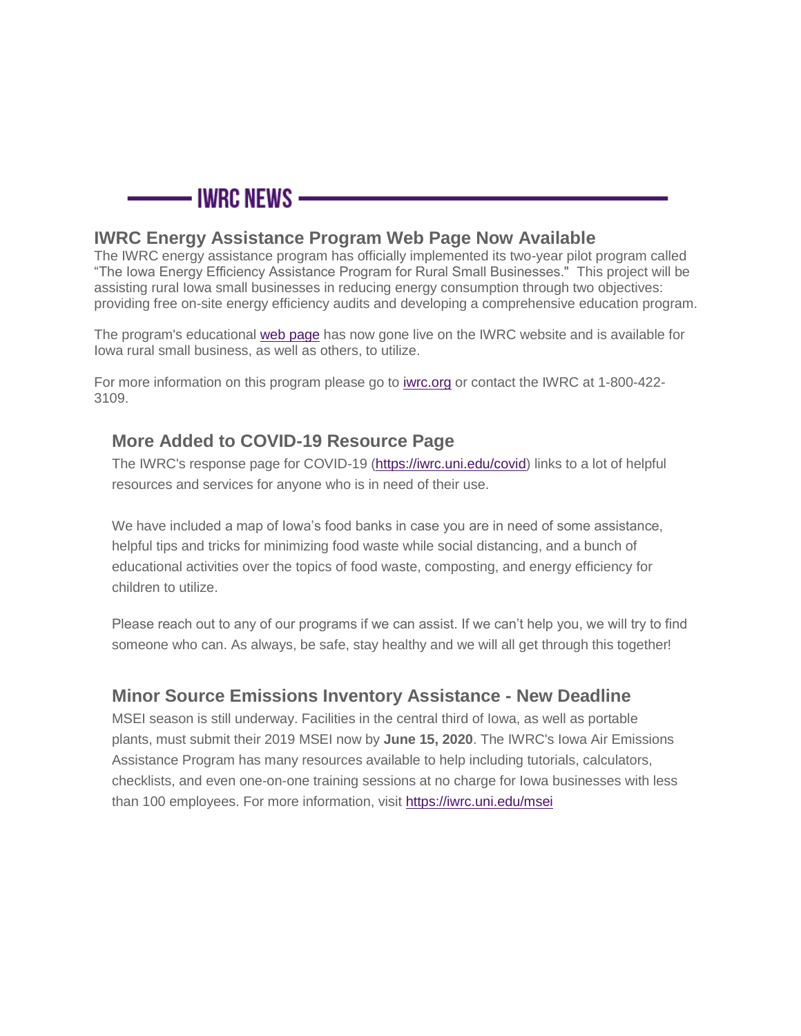# IWRC NEWS

## IWRC Energy Assistance Program Web Page Now Available

The IWRC energy assistance program has officially implemented its two-year pilot program called "The Iowa Energy Efficiency Assistance Program for Rural Small Businesses." This project will be assisting rural Iowa small businesses in reducing energy consumption through two objectives: providing free on-site energy efficiency audits and developing a comprehensive education program.

The program's educational web page has now gone live on the IWRC website and is available for Iowa rural small business, as well as others, to utilize.

For more information on this program please go to iwrc.org or contact the IWRC at 1-800-422-3109.

## More Added to COVID-19 Resource Page

The IWRC's response page for COVID-19 (https://iwrc.uni.edu/covid) links to a lot of helpful resources and services for anyone who is in need of their use.

We have included a map of Iowa's food banks in case you are in need of some assistance, helpful tips and tricks for minimizing food waste while social distancing, and a bunch of educational activities over the topics of food waste, composting, and energy efficiency for children to utilize.

Please reach out to any of our programs if we can assist. If we can't help you, we will try to find someone who can. As always, be safe, stay healthy and we will all get through this together!

## Minor Source Emissions Inventory Assistance - New Deadline

MSEI season is still underway. Facilities in the central third of Iowa, as well as portable plants, must submit their 2019 MSEI now by **June 15, 2020**. The IWRC's Iowa Air Emissions Assistance Program has many resources available to help including tutorials, calculators, checklists, and even one-on-one training sessions at no charge for Iowa businesses with less than 100 employees. For more information, visit https://iwrc.uni.edu/msei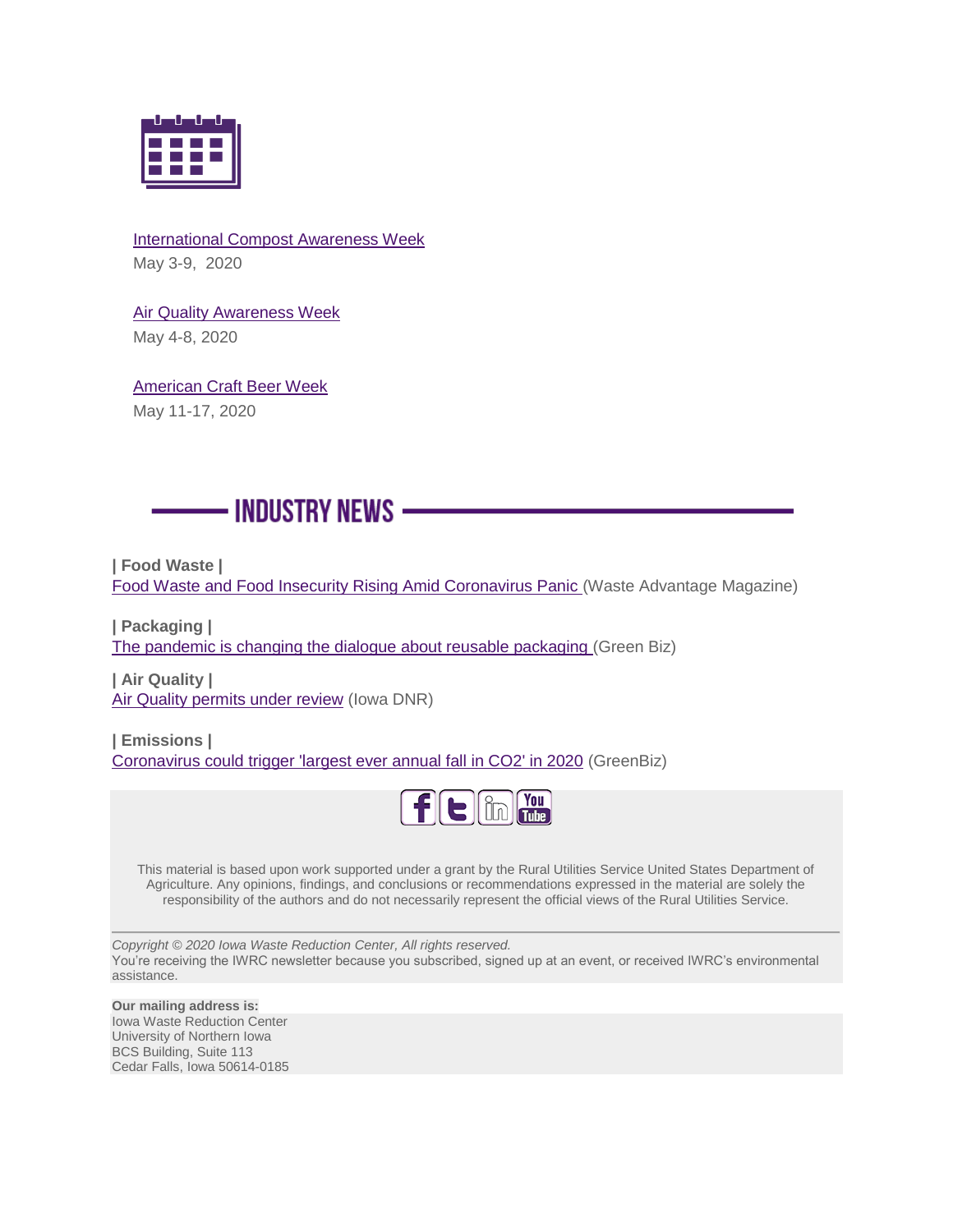International Compost Awareness Week
May 3-9,  2020

Air Quality Awareness Week
May 4-8, 2020

American Craft Beer Week
May 11-17, 2020

## INDUSTRY NEWS

**| Food Waste |**
Food Waste and Food Insecurity Rising Amid Coronavirus Panic (Waste Advantage Magazine)

**| Packaging |**
The pandemic is changing the dialogue about reusable packaging (Green Biz)

**| Air Quality |**
Air Quality permits under review (Iowa DNR)

**| Emissions |**
Coronavirus could trigger 'largest ever annual fall in CO2' in 2020 (GreenBiz)

This material is based upon work supported under a grant by the Rural Utilities Service United States Department of Agriculture. Any opinions, findings, and conclusions or recommendations expressed in the material are solely the responsibility of the authors and do not necessarily represent the official views of the Rural Utilities Service.

*Copyright © 2020 Iowa Waste Reduction Center, All rights reserved.*
You're receiving the IWRC newsletter because you subscribed, signed up at an event, or received IWRC's environmental assistance.

**Our mailing address is:**
Iowa Waste Reduction Center
University of Northern Iowa
BCS Building, Suite 113
Cedar Falls, Iowa 50614-0185